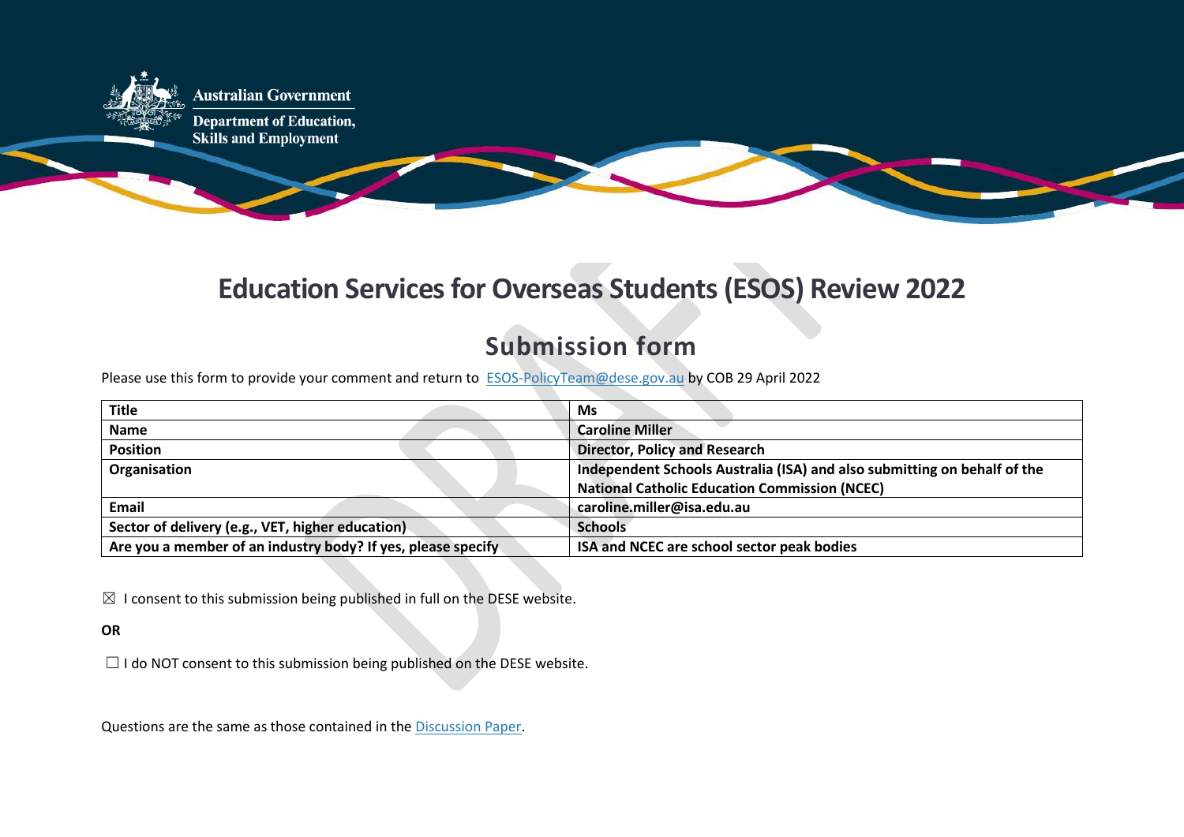# Education Services for Overseas Students (ESOS) Review 2022

## Submission form

Please use this form to provide your comment and return to ESOS-PolicyTeam@dese.gov.au by COB 29 April 2022

| **Title** | **Ms** |
|---|---|
| **Name** | **Caroline Miller** |
| **Position** | **Director, Policy and Research** |
| **Organisation** | **Independent Schools Australia (ISA) and also submitting on behalf of the National Catholic Education Commission (NCEC)** |
| **Email** | **caroline.miller@isa.edu.au** |
| **Sector of delivery (e.g., VET, higher education)** | **Schools** |
| **Are you a member of an industry body? If yes, please specify** | **ISA and NCEC are school sector peak bodies** |

☒ I consent to this submission being published in full on the DESE website.

**OR**

☐ I do NOT consent to this submission being published on the DESE website.

Questions are the same as those contained in the Discussion Paper.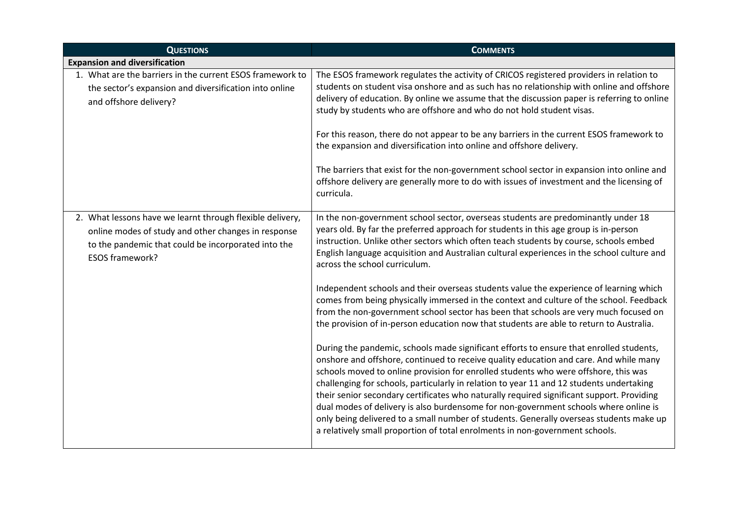| **Questions** | **Comments** |
|---|---|
| **Expansion and diversification** | |
| 1. What are the barriers in the current ESOS framework to the sector's expansion and diversification into online and offshore delivery? | The ESOS framework regulates the activity of CRICOS registered providers in relation to students on student visa onshore and as such has no relationship with online and offshore delivery of education. By online we assume that the discussion paper is referring to online study by students who are offshore and who do not hold student visas.<br><br>For this reason, there do not appear to be any barriers in the current ESOS framework to the expansion and diversification into online and offshore delivery.<br><br>The barriers that exist for the non-government school sector in expansion into online and offshore delivery are generally more to do with issues of investment and the licensing of curricula. |
| 2. What lessons have we learnt through flexible delivery, online modes of study and other changes in response to the pandemic that could be incorporated into the ESOS framework? | In the non-government school sector, overseas students are predominantly under 18 years old. By far the preferred approach for students in this age group is in-person instruction. Unlike other sectors which often teach students by course, schools embed English language acquisition and Australian cultural experiences in the school culture and across the school curriculum.<br><br>Independent schools and their overseas students value the experience of learning which comes from being physically immersed in the context and culture of the school. Feedback from the non-government school sector has been that schools are very much focused on the provision of in-person education now that students are able to return to Australia.<br><br>During the pandemic, schools made significant efforts to ensure that enrolled students, onshore and offshore, continued to receive quality education and care. And while many schools moved to online provision for enrolled students who were offshore, this was challenging for schools, particularly in relation to year 11 and 12 students undertaking their senior secondary certificates who naturally required significant support. Providing dual modes of delivery is also burdensome for non-government schools where online is only being delivered to a small number of students. Generally overseas students make up a relatively small proportion of total enrolments in non-government schools. |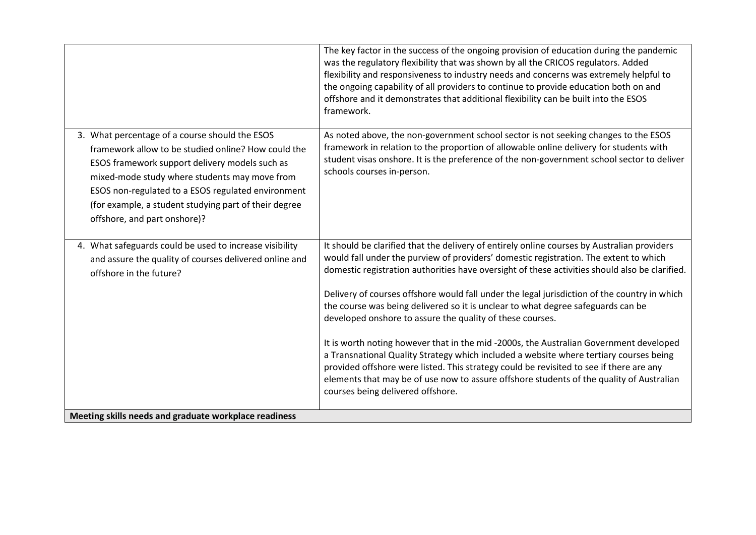| | |
|---|---|
| | The key factor in the success of the ongoing provision of education during the pandemic was the regulatory flexibility that was shown by all the CRICOS regulators. Added flexibility and responsiveness to industry needs and concerns was extremely helpful to the ongoing capability of all providers to continue to provide education both on and offshore and it demonstrates that additional flexibility can be built into the ESOS framework. |
| 3. What percentage of a course should the ESOS framework allow to be studied online? How could the ESOS framework support delivery models such as mixed-mode study where students may move from ESOS non-regulated to a ESOS regulated environment (for example, a student studying part of their degree offshore, and part onshore)? | As noted above, the non-government school sector is not seeking changes to the ESOS framework in relation to the proportion of allowable online delivery for students with student visas onshore. It is the preference of the non-government school sector to deliver schools courses in-person. |
| 4. What safeguards could be used to increase visibility and assure the quality of courses delivered online and offshore in the future? | It should be clarified that the delivery of entirely online courses by Australian providers would fall under the purview of providers' domestic registration. The extent to which domestic registration authorities have oversight of these activities should also be clarified.<br><br>Delivery of courses offshore would fall under the legal jurisdiction of the country in which the course was being delivered so it is unclear to what degree safeguards can be developed onshore to assure the quality of these courses.<br><br>It is worth noting however that in the mid -2000s, the Australian Government developed a Transnational Quality Strategy which included a website where tertiary courses being provided offshore were listed. This strategy could be revisited to see if there are any elements that may be of use now to assure offshore students of the quality of Australian courses being delivered offshore. |
| **Meeting skills needs and graduate workplace readiness** | |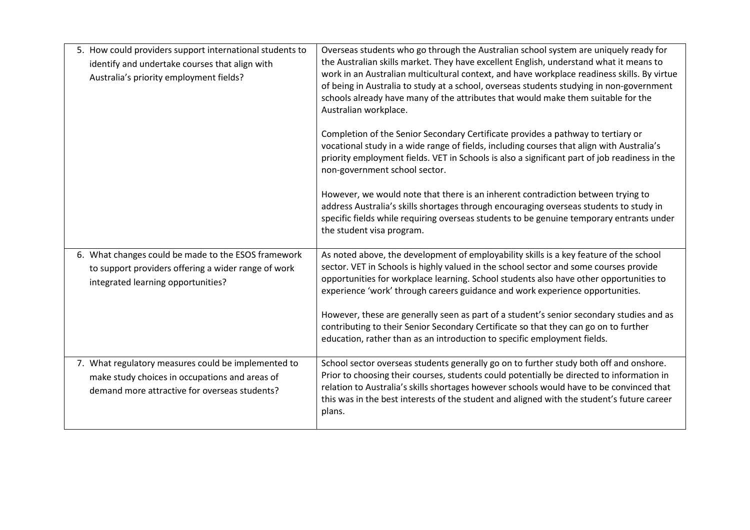| | |
|---|---|
| 5. How could providers support international students to identify and undertake courses that align with Australia's priority employment fields? | Overseas students who go through the Australian school system are uniquely ready for the Australian skills market. They have excellent English, understand what it means to work in an Australian multicultural context, and have workplace readiness skills. By virtue of being in Australia to study at a school, overseas students studying in non-government schools already have many of the attributes that would make them suitable for the Australian workplace.<br><br>Completion of the Senior Secondary Certificate provides a pathway to tertiary or vocational study in a wide range of fields, including courses that align with Australia's priority employment fields. VET in Schools is also a significant part of job readiness in the non-government school sector.<br><br>However, we would note that there is an inherent contradiction between trying to address Australia's skills shortages through encouraging overseas students to study in specific fields while requiring overseas students to be genuine temporary entrants under the student visa program. |
| 6. What changes could be made to the ESOS framework to support providers offering a wider range of work integrated learning opportunities? | As noted above, the development of employability skills is a key feature of the school sector. VET in Schools is highly valued in the school sector and some courses provide opportunities for workplace learning. School students also have other opportunities to experience 'work' through careers guidance and work experience opportunities.<br><br>However, these are generally seen as part of a student's senior secondary studies and as contributing to their Senior Secondary Certificate so that they can go on to further education, rather than as an introduction to specific employment fields. |
| 7. What regulatory measures could be implemented to make study choices in occupations and areas of demand more attractive for overseas students? | School sector overseas students generally go on to further study both off and onshore. Prior to choosing their courses, students could potentially be directed to information in relation to Australia's skills shortages however schools would have to be convinced that this was in the best interests of the student and aligned with the student's future career plans. |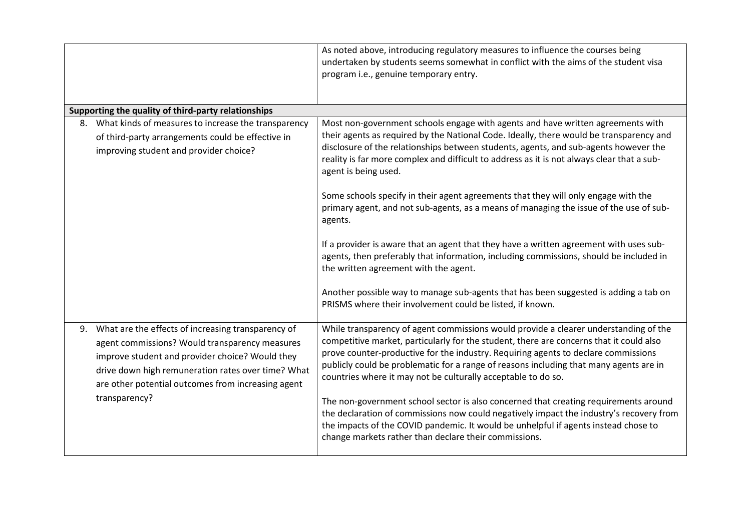| | |
|---|---|
| | As noted above, introducing regulatory measures to influence the courses being undertaken by students seems somewhat in conflict with the aims of the student visa program i.e., genuine temporary entry. |
| **Supporting the quality of third-party relationships** | |
| 8. What kinds of measures to increase the transparency of third-party arrangements could be effective in improving student and provider choice? | Most non-government schools engage with agents and have written agreements with their agents as required by the National Code. Ideally, there would be transparency and disclosure of the relationships between students, agents, and sub-agents however the reality is far more complex and difficult to address as it is not always clear that a sub-agent is being used.<br><br>Some schools specify in their agent agreements that they will only engage with the primary agent, and not sub-agents, as a means of managing the issue of the use of sub-agents.<br><br>If a provider is aware that an agent that they have a written agreement with uses sub-agents, then preferably that information, including commissions, should be included in the written agreement with the agent.<br><br>Another possible way to manage sub-agents that has been suggested is adding a tab on PRISMS where their involvement could be listed, if known. |
| 9. What are the effects of increasing transparency of agent commissions? Would transparency measures improve student and provider choice? Would they drive down high remuneration rates over time? What are other potential outcomes from increasing agent transparency? | While transparency of agent commissions would provide a clearer understanding of the competitive market, particularly for the student, there are concerns that it could also prove counter-productive for the industry. Requiring agents to declare commissions publicly could be problematic for a range of reasons including that many agents are in countries where it may not be culturally acceptable to do so.<br><br>The non-government school sector is also concerned that creating requirements around the declaration of commissions now could negatively impact the industry's recovery from the impacts of the COVID pandemic. It would be unhelpful if agents instead chose to change markets rather than declare their commissions. |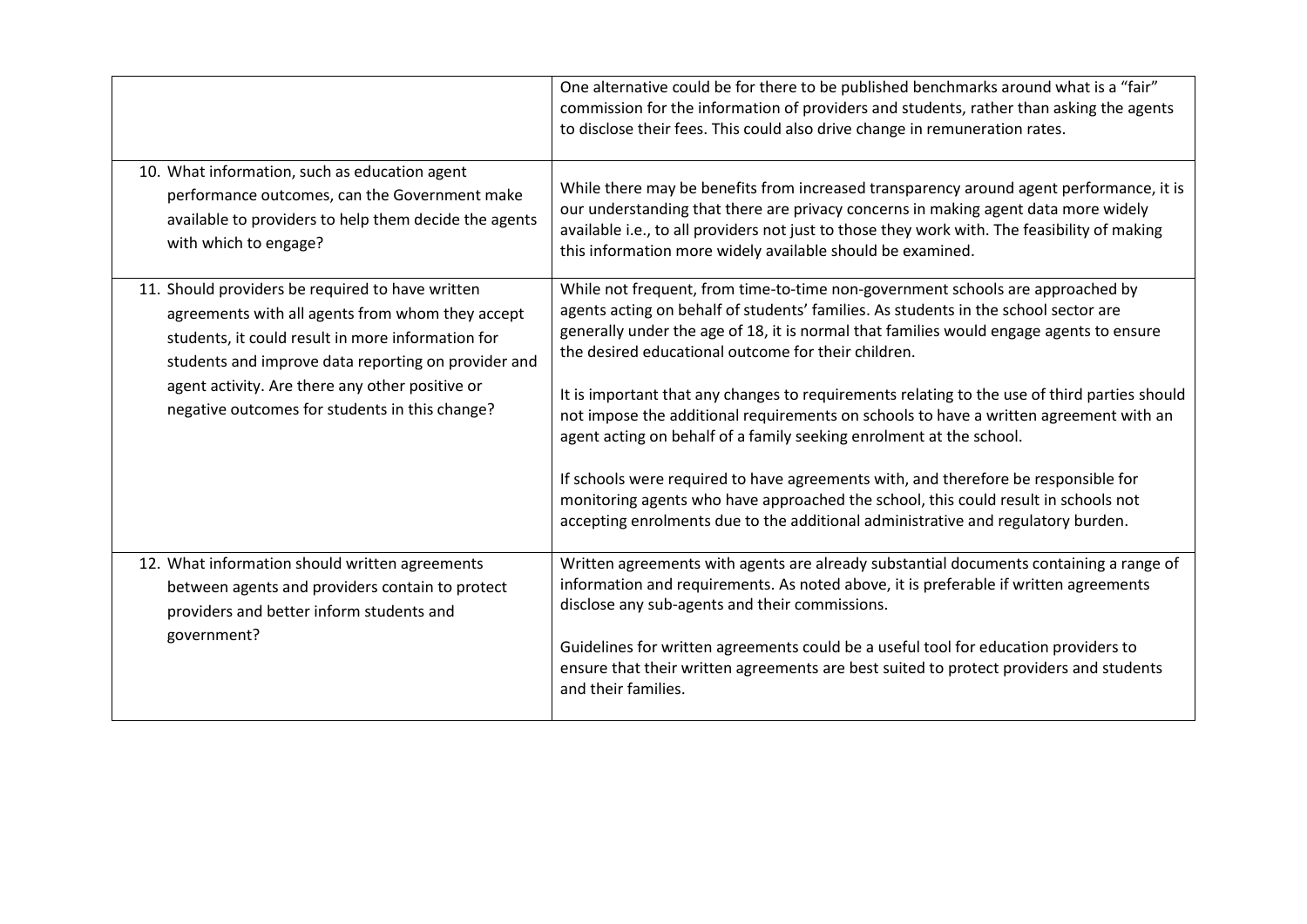| | |
|---|---|
| | One alternative could be for there to be published benchmarks around what is a "fair" commission for the information of providers and students, rather than asking the agents to disclose their fees. This could also drive change in remuneration rates. |
| 10. What information, such as education agent performance outcomes, can the Government make available to providers to help them decide the agents with which to engage? | While there may be benefits from increased transparency around agent performance, it is our understanding that there are privacy concerns in making agent data more widely available i.e., to all providers not just to those they work with. The feasibility of making this information more widely available should be examined. |
| 11. Should providers be required to have written agreements with all agents from whom they accept students, it could result in more information for students and improve data reporting on provider and agent activity. Are there any other positive or negative outcomes for students in this change? | While not frequent, from time-to-time non-government schools are approached by agents acting on behalf of students' families. As students in the school sector are generally under the age of 18, it is normal that families would engage agents to ensure the desired educational outcome for their children.<br><br>It is important that any changes to requirements relating to the use of third parties should not impose the additional requirements on schools to have a written agreement with an agent acting on behalf of a family seeking enrolment at the school.<br><br>If schools were required to have agreements with, and therefore be responsible for monitoring agents who have approached the school, this could result in schools not accepting enrolments due to the additional administrative and regulatory burden. |
| 12. What information should written agreements between agents and providers contain to protect providers and better inform students and government? | Written agreements with agents are already substantial documents containing a range of information and requirements. As noted above, it is preferable if written agreements disclose any sub-agents and their commissions.<br><br>Guidelines for written agreements could be a useful tool for education providers to ensure that their written agreements are best suited to protect providers and students and their families. |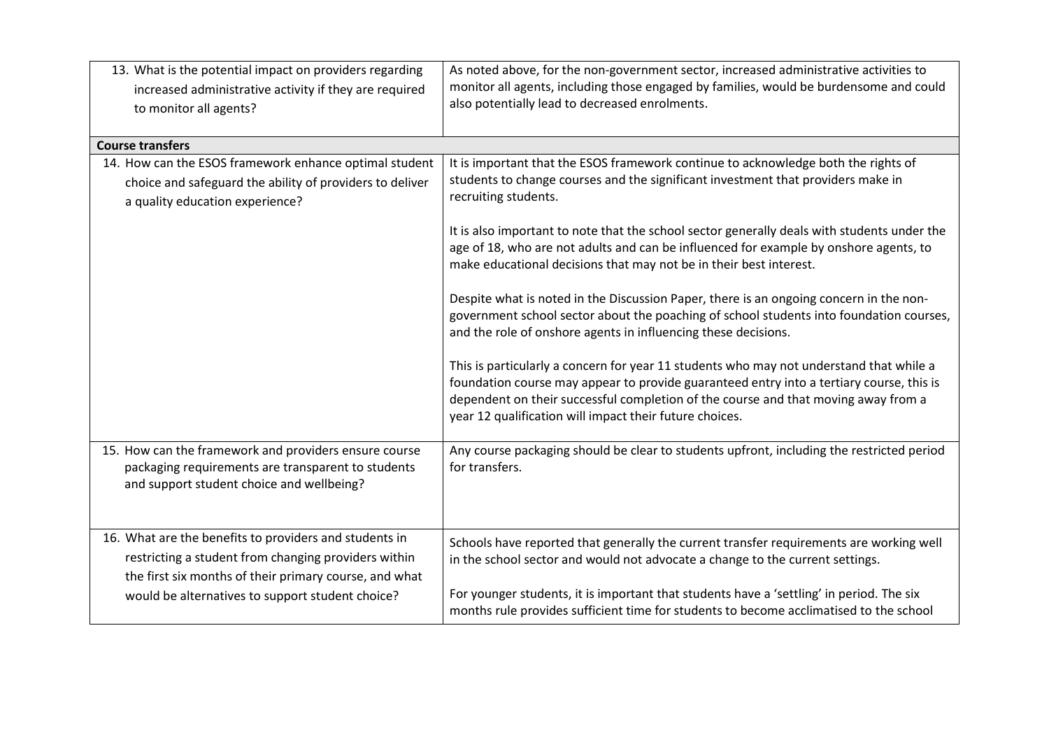| | |
|---|---|
| 13. What is the potential impact on providers regarding increased administrative activity if they are required to monitor all agents? | As noted above, for the non-government sector, increased administrative activities to monitor all agents, including those engaged by families, would be burdensome and could also potentially lead to decreased enrolments. |
| **Course transfers** | |
| 14. How can the ESOS framework enhance optimal student choice and safeguard the ability of providers to deliver a quality education experience? | It is important that the ESOS framework continue to acknowledge both the rights of students to change courses and the significant investment that providers make in recruiting students.<br><br>It is also important to note that the school sector generally deals with students under the age of 18, who are not adults and can be influenced for example by onshore agents, to make educational decisions that may not be in their best interest.<br><br>Despite what is noted in the Discussion Paper, there is an ongoing concern in the non-government school sector about the poaching of school students into foundation courses, and the role of onshore agents in influencing these decisions.<br><br>This is particularly a concern for year 11 students who may not understand that while a foundation course may appear to provide guaranteed entry into a tertiary course, this is dependent on their successful completion of the course and that moving away from a year 12 qualification will impact their future choices. |
| 15. How can the framework and providers ensure course packaging requirements are transparent to students and support student choice and wellbeing? | Any course packaging should be clear to students upfront, including the restricted period for transfers. |
| 16. What are the benefits to providers and students in restricting a student from changing providers within the first six months of their primary course, and what would be alternatives to support student choice? | Schools have reported that generally the current transfer requirements are working well in the school sector and would not advocate a change to the current settings.<br><br>For younger students, it is important that students have a 'settling' in period. The six months rule provides sufficient time for students to become acclimatised to the school |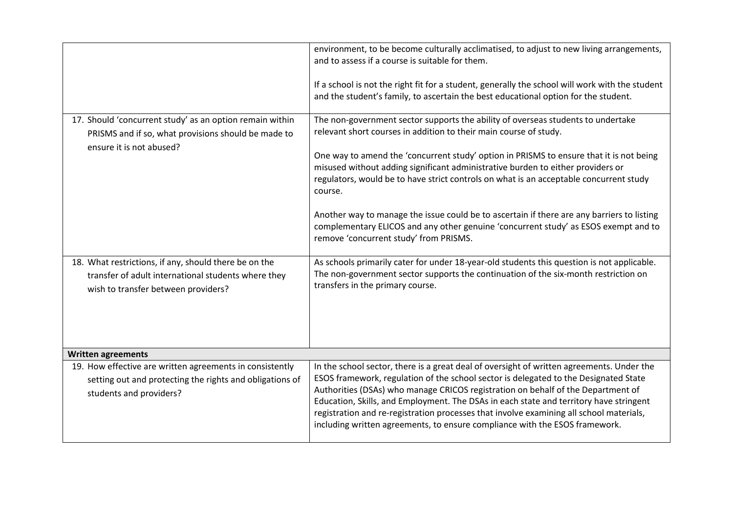| | |
|---|---|
| | environment, to be become culturally acclimatised, to adjust to new living arrangements, and to assess if a course is suitable for them.<br><br>If a school is not the right fit for a student, generally the school will work with the student and the student's family, to ascertain the best educational option for the student. |
| 17. Should 'concurrent study' as an option remain within PRISMS and if so, what provisions should be made to ensure it is not abused? | The non-government sector supports the ability of overseas students to undertake relevant short courses in addition to their main course of study.<br><br>One way to amend the 'concurrent study' option in PRISMS to ensure that it is not being misused without adding significant administrative burden to either providers or regulators, would be to have strict controls on what is an acceptable concurrent study course.<br><br>Another way to manage the issue could be to ascertain if there are any barriers to listing complementary ELICOS and any other genuine 'concurrent study' as ESOS exempt and to remove 'concurrent study' from PRISMS. |
| 18. What restrictions, if any, should there be on the transfer of adult international students where they wish to transfer between providers? | As schools primarily cater for under 18-year-old students this question is not applicable. The non-government sector supports the continuation of the six-month restriction on transfers in the primary course. |
| **Written agreements** | |
| 19. How effective are written agreements in consistently setting out and protecting the rights and obligations of students and providers? | In the school sector, there is a great deal of oversight of written agreements. Under the ESOS framework, regulation of the school sector is delegated to the Designated State Authorities (DSAs) who manage CRICOS registration on behalf of the Department of Education, Skills, and Employment. The DSAs in each state and territory have stringent registration and re-registration processes that involve examining all school materials, including written agreements, to ensure compliance with the ESOS framework. |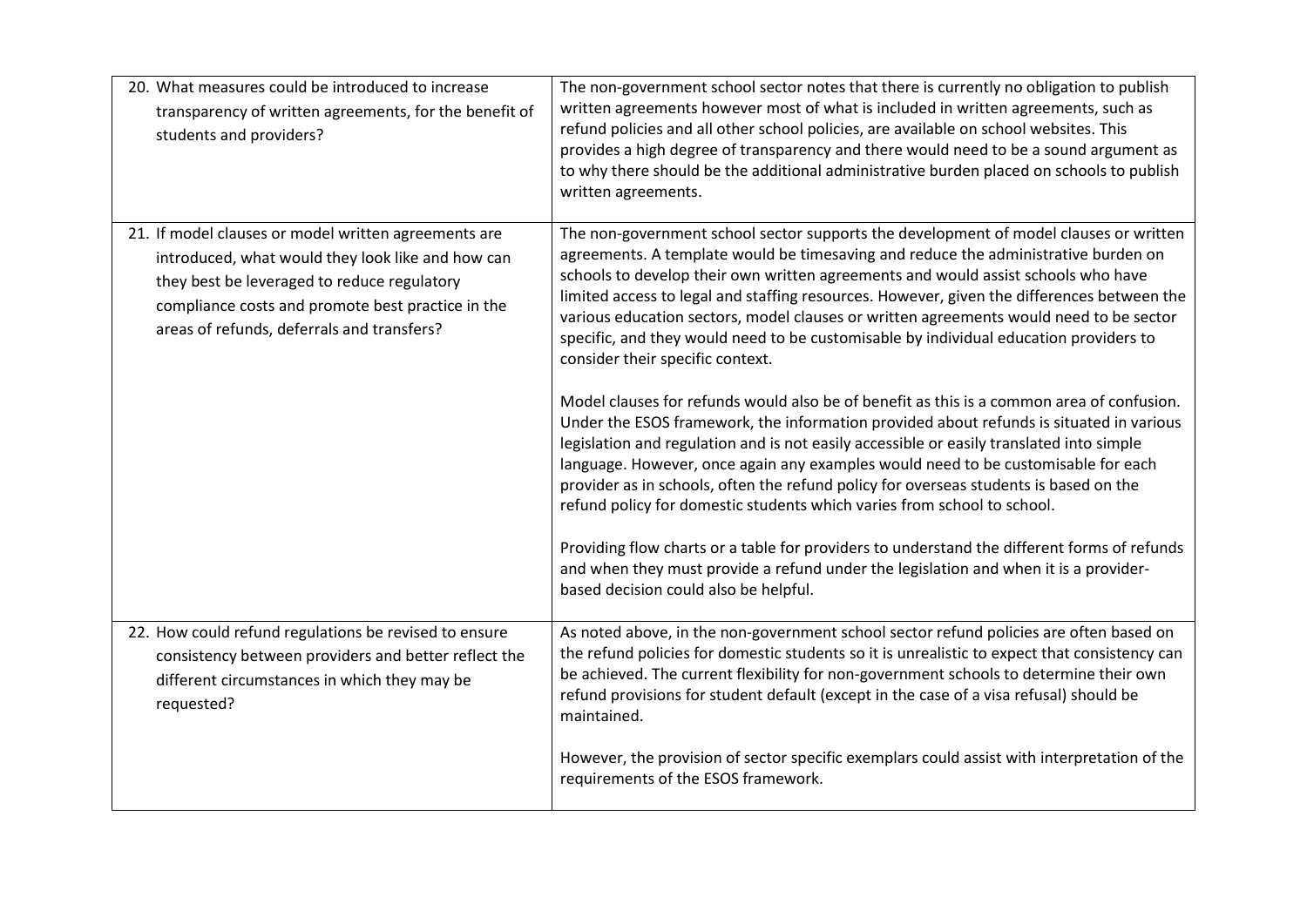| | |
|---|---|
| 20. What measures could be introduced to increase transparency of written agreements, for the benefit of students and providers? | The non-government school sector notes that there is currently no obligation to publish written agreements however most of what is included in written agreements, such as refund policies and all other school policies, are available on school websites. This provides a high degree of transparency and there would need to be a sound argument as to why there should be the additional administrative burden placed on schools to publish written agreements. |
| 21. If model clauses or model written agreements are introduced, what would they look like and how can they best be leveraged to reduce regulatory compliance costs and promote best practice in the areas of refunds, deferrals and transfers? | The non-government school sector supports the development of model clauses or written agreements. A template would be timesaving and reduce the administrative burden on schools to develop their own written agreements and would assist schools who have limited access to legal and staffing resources. However, given the differences between the various education sectors, model clauses or written agreements would need to be sector specific, and they would need to be customisable by individual education providers to consider their specific context.<br><br>Model clauses for refunds would also be of benefit as this is a common area of confusion. Under the ESOS framework, the information provided about refunds is situated in various legislation and regulation and is not easily accessible or easily translated into simple language. However, once again any examples would need to be customisable for each provider as in schools, often the refund policy for overseas students is based on the refund policy for domestic students which varies from school to school.<br><br>Providing flow charts or a table for providers to understand the different forms of refunds and when they must provide a refund under the legislation and when it is a provider-based decision could also be helpful. |
| 22. How could refund regulations be revised to ensure consistency between providers and better reflect the different circumstances in which they may be requested? | As noted above, in the non-government school sector refund policies are often based on the refund policies for domestic students so it is unrealistic to expect that consistency can be achieved. The current flexibility for non-government schools to determine their own refund provisions for student default (except in the case of a visa refusal) should be maintained.<br><br>However, the provision of sector specific exemplars could assist with interpretation of the requirements of the ESOS framework. |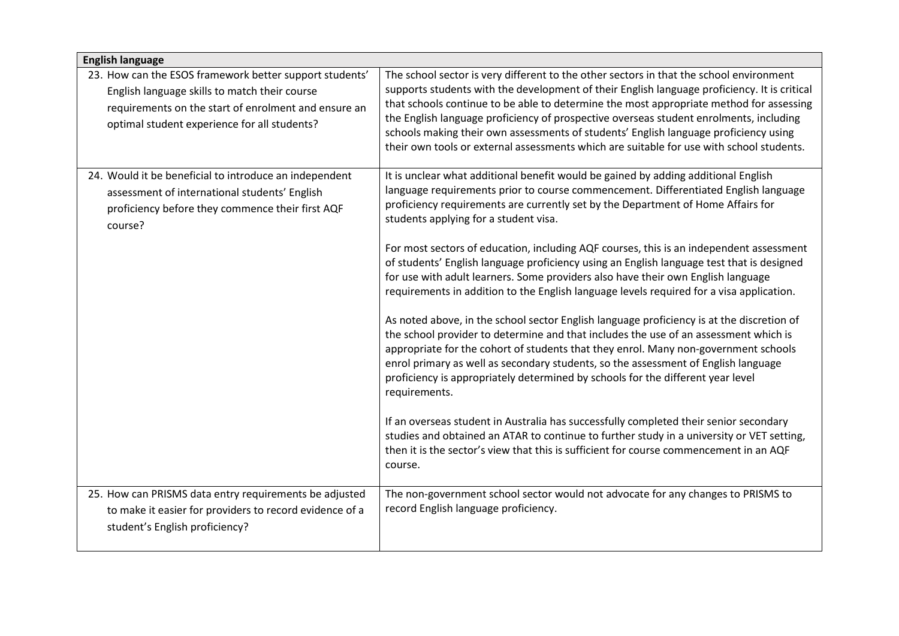| English language | |
|---|---|
| 23. How can the ESOS framework better support students' English language skills to match their course requirements on the start of enrolment and ensure an optimal student experience for all students? | The school sector is very different to the other sectors in that the school environment supports students with the development of their English language proficiency. It is critical that schools continue to be able to determine the most appropriate method for assessing the English language proficiency of prospective overseas student enrolments, including schools making their own assessments of students' English language proficiency using their own tools or external assessments which are suitable for use with school students. |
| 24. Would it be beneficial to introduce an independent assessment of international students' English proficiency before they commence their first AQF course? | It is unclear what additional benefit would be gained by adding additional English language requirements prior to course commencement. Differentiated English language proficiency requirements are currently set by the Department of Home Affairs for students applying for a student visa.<br><br>For most sectors of education, including AQF courses, this is an independent assessment of students' English language proficiency using an English language test that is designed for use with adult learners. Some providers also have their own English language requirements in addition to the English language levels required for a visa application.<br><br>As noted above, in the school sector English language proficiency is at the discretion of the school provider to determine and that includes the use of an assessment which is appropriate for the cohort of students that they enrol. Many non-government schools enrol primary as well as secondary students, so the assessment of English language proficiency is appropriately determined by schools for the different year level requirements.<br><br>If an overseas student in Australia has successfully completed their senior secondary studies and obtained an ATAR to continue to further study in a university or VET setting, then it is the sector's view that this is sufficient for course commencement in an AQF course. |
| 25. How can PRISMS data entry requirements be adjusted to make it easier for providers to record evidence of a student's English proficiency? | The non-government school sector would not advocate for any changes to PRISMS to record English language proficiency. |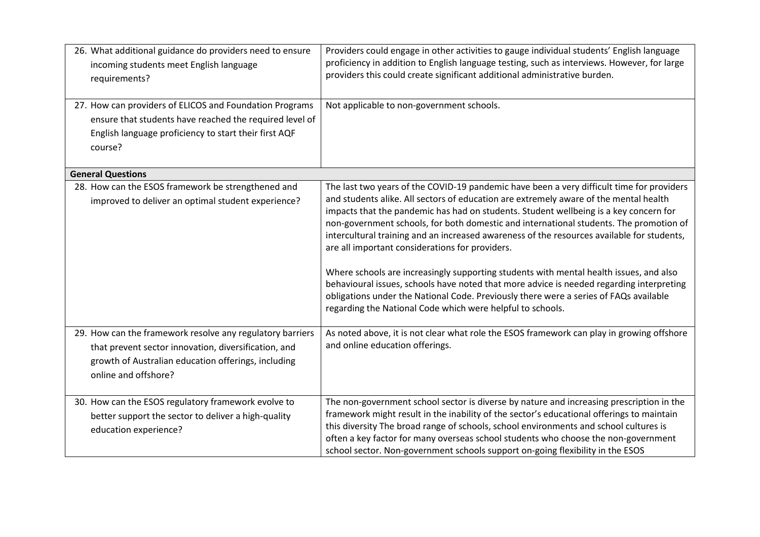| | |
|---|---|
| 26. What additional guidance do providers need to ensure incoming students meet English language requirements? | Providers could engage in other activities to gauge individual students' English language proficiency in addition to English language testing, such as interviews. However, for large providers this could create significant additional administrative burden. |
| 27. How can providers of ELICOS and Foundation Programs ensure that students have reached the required level of English language proficiency to start their first AQF course? | Not applicable to non-government schools. |
| **General Questions** | |
| 28. How can the ESOS framework be strengthened and improved to deliver an optimal student experience? | The last two years of the COVID-19 pandemic have been a very difficult time for providers and students alike. All sectors of education are extremely aware of the mental health impacts that the pandemic has had on students. Student wellbeing is a key concern for non-government schools, for both domestic and international students. The promotion of intercultural training and an increased awareness of the resources available for students, are all important considerations for providers.<br><br>Where schools are increasingly supporting students with mental health issues, and also behavioural issues, schools have noted that more advice is needed regarding interpreting obligations under the National Code. Previously there were a series of FAQs available regarding the National Code which were helpful to schools. |
| 29. How can the framework resolve any regulatory barriers that prevent sector innovation, diversification, and growth of Australian education offerings, including online and offshore? | As noted above, it is not clear what role the ESOS framework can play in growing offshore and online education offerings. |
| 30. How can the ESOS regulatory framework evolve to better support the sector to deliver a high-quality education experience? | The non-government school sector is diverse by nature and increasing prescription in the framework might result in the inability of the sector's educational offerings to maintain this diversity The broad range of schools, school environments and school cultures is often a key factor for many overseas school students who choose the non-government school sector. Non-government schools support on-going flexibility in the ESOS |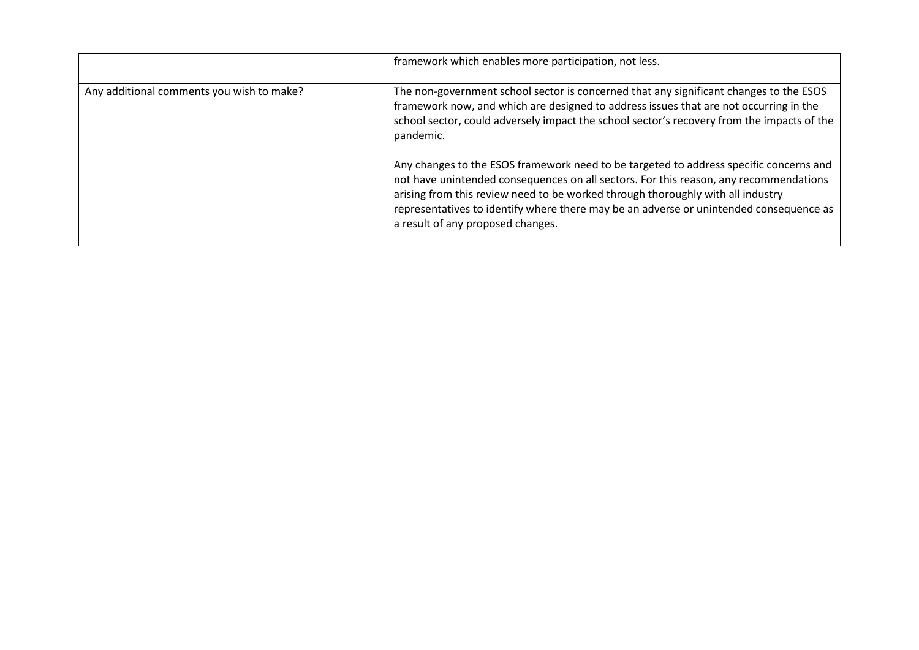| | |
|---|---|
| | framework which enables more participation, not less. |
| Any additional comments you wish to make? | The non-government school sector is concerned that any significant changes to the ESOS framework now, and which are designed to address issues that are not occurring in the school sector, could adversely impact the school sector's recovery from the impacts of the pandemic.<br><br>Any changes to the ESOS framework need to be targeted to address specific concerns and not have unintended consequences on all sectors. For this reason, any recommendations arising from this review need to be worked through thoroughly with all industry representatives to identify where there may be an adverse or unintended consequence as a result of any proposed changes. |